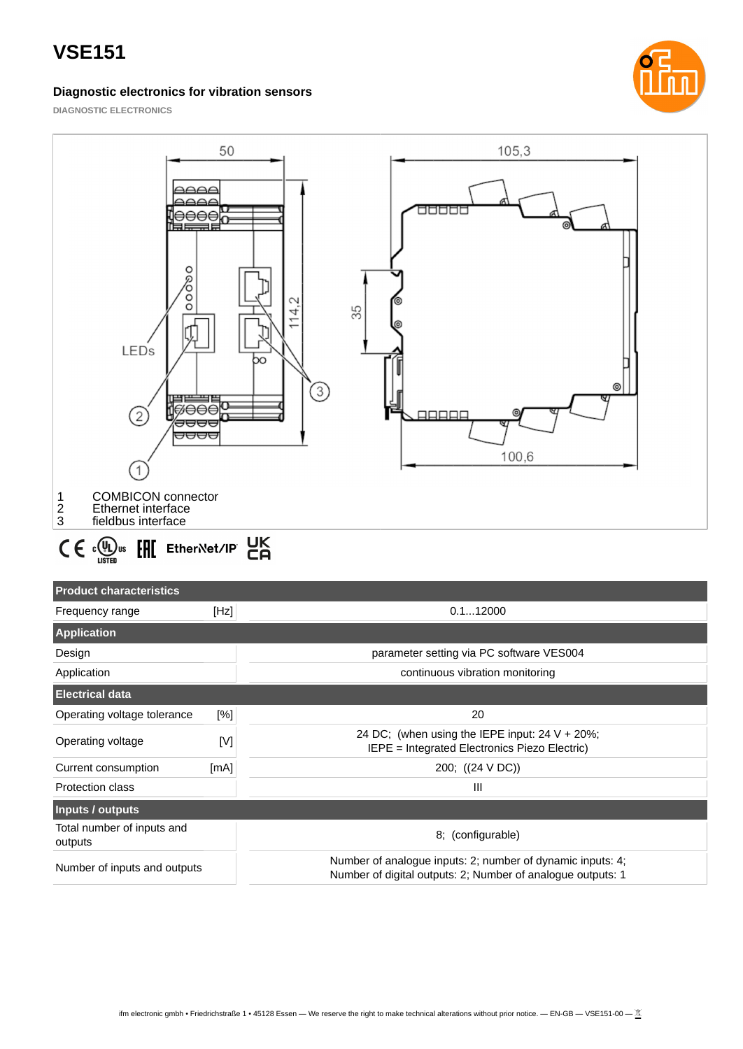# VSE151

### Diagnostic electronics for vibration sensors

DIAGNOSTIC ELECTRONICS

1 COMBICON connector
2 Ethernet interface
3 fieldbus interface

| Product characteristics | | |
|---|---|---|
| Frequency range | [Hz] | 0.1...12000 |
| **Application** | | |
| Design | | parameter setting via PC software VES004 |
| Application | | continuous vibration monitoring |
| **Electrical data** | | |
| Operating voltage tolerance | [%] | 20 |
| Operating voltage | [V] | 24 DC; (when using the IEPE input: 24 V + 20%; IEPE = Integrated Electronics Piezo Electric) |
| Current consumption | [mA] | 200; ((24 V DC)) |
| Protection class | | III |
| **Inputs / outputs** | | |
| Total number of inputs and outputs | | 8; (configurable) |
| Number of inputs and outputs | | Number of analogue inputs: 2; number of dynamic inputs: 4; Number of digital outputs: 2; Number of analogue outputs: 1 |

ifm electronic gmbh • Friedrichstraße 1 • 45128 Essen — We reserve the right to make technical alterations without prior notice. — EN-GB — VSE151-00 —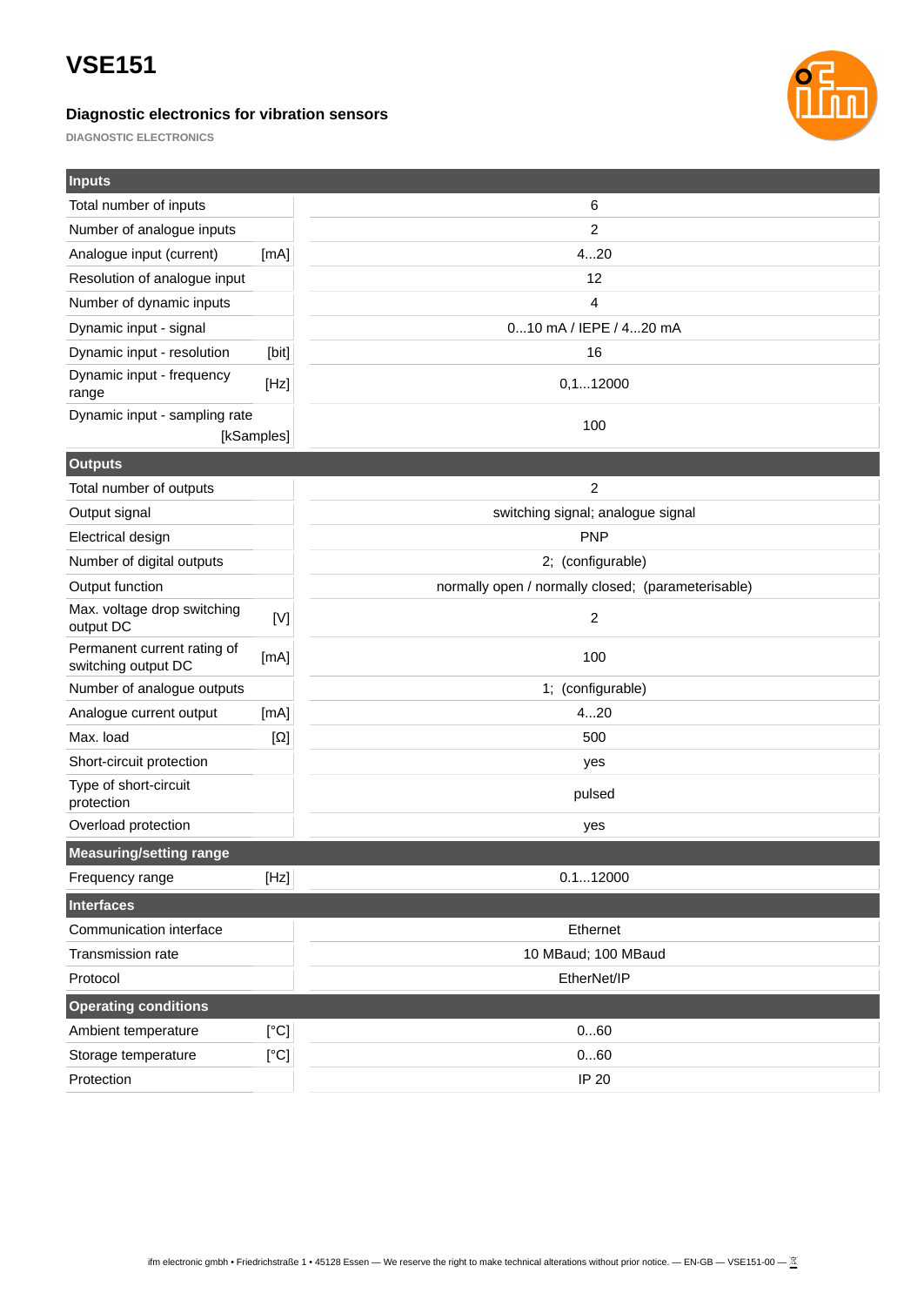# VSE151

**Diagnostic electronics for vibration sensors**

**DIAGNOSTIC ELECTRONICS**

| **Inputs** | | |
|---|---|---|
| Total number of inputs | | 6 |
| Number of analogue inputs | | 2 |
| Analogue input (current) | [mA] | 4...20 |
| Resolution of analogue input | | 12 |
| Number of dynamic inputs | | 4 |
| Dynamic input - signal | | 0...10 mA / IEPE / 4...20 mA |
| Dynamic input - resolution | [bit] | 16 |
| Dynamic input - frequency range | [Hz] | 0,1...12000 |
| Dynamic input - sampling rate | [kSamples] | 100 |
| **Outputs** | | |
| Total number of outputs | | 2 |
| Output signal | | switching signal; analogue signal |
| Electrical design | | PNP |
| Number of digital outputs | | 2; (configurable) |
| Output function | | normally open / normally closed; (parameterisable) |
| Max. voltage drop switching output DC | [V] | 2 |
| Permanent current rating of switching output DC | [mA] | 100 |
| Number of analogue outputs | | 1; (configurable) |
| Analogue current output | [mA] | 4...20 |
| Max. load | [Ω] | 500 |
| Short-circuit protection | | yes |
| Type of short-circuit protection | | pulsed |
| Overload protection | | yes |
| **Measuring/setting range** | | |
| Frequency range | [Hz] | 0.1...12000 |
| **Interfaces** | | |
| Communication interface | | Ethernet |
| Transmission rate | | 10 MBaud; 100 MBaud |
| Protocol | | EtherNet/IP |
| **Operating conditions** | | |
| Ambient temperature | [°C] | 0...60 |
| Storage temperature | [°C] | 0...60 |
| Protection | | IP 20 |

ifm electronic gmbh • Friedrichstraße 1 • 45128 Essen — We reserve the right to make technical alterations without prior notice. — EN-GB — VSE151-00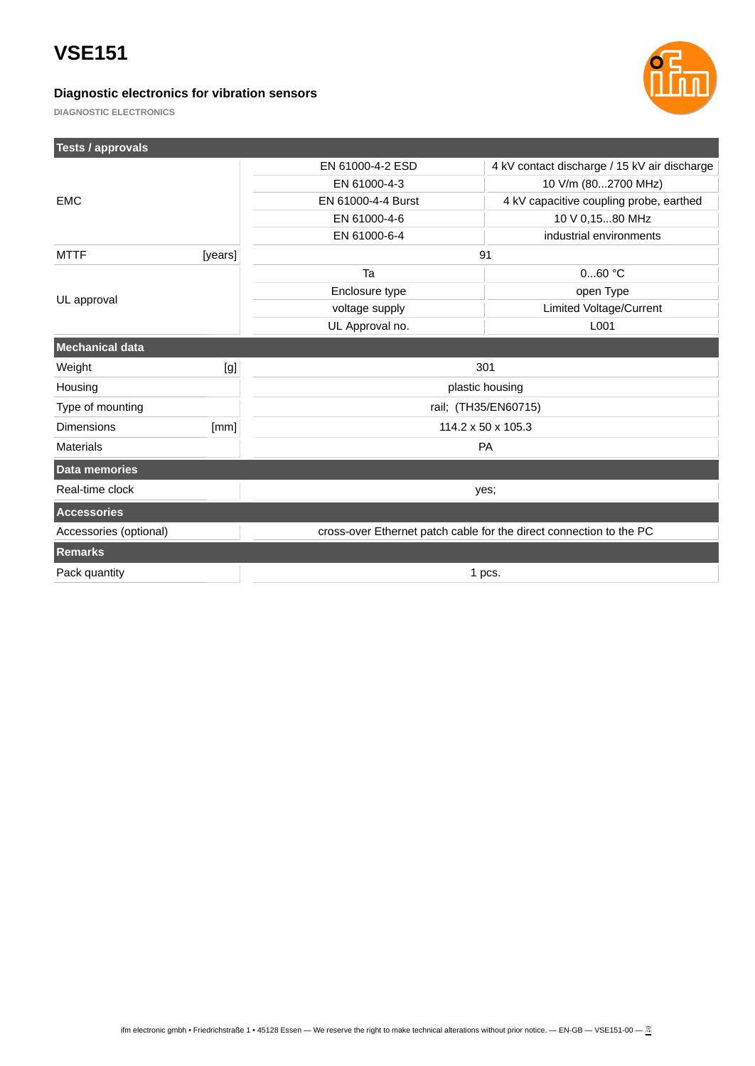# VSE151

### Diagnostic electronics for vibration sensors

DIAGNOSTIC ELECTRONICS

| Tests / approvals | | | |
|---|---|---|---|
| EMC | | EN 61000-4-2 ESD | 4 kV contact discharge / 15 kV air discharge |
| | | EN 61000-4-3 | 10 V/m (80...2700 MHz) |
| | | EN 61000-4-4 Burst | 4 kV capacitive coupling probe, earthed |
| | | EN 61000-4-6 | 10 V 0,15...80 MHz |
| | | EN 61000-6-4 | industrial environments |
| MTTF | [years] | 91 | |
| UL approval | | Ta | 0...60 °C |
| | | Enclosure type | open Type |
| | | voltage supply | Limited Voltage/Current |
| | | UL Approval no. | L001 |

| Mechanical data | | |
|---|---|---|
| Weight | [g] | 301 |
| Housing | | plastic housing |
| Type of mounting | | rail; (TH35/EN60715) |
| Dimensions | [mm] | 114.2 x 50 x 105.3 |
| Materials | | PA |

| Data memories | |
|---|---|
| Real-time clock | yes; |

| Accessories | |
|---|---|
| Accessories (optional) | cross-over Ethernet patch cable for the direct connection to the PC |

| Remarks | |
|---|---|
| Pack quantity | 1 pcs. |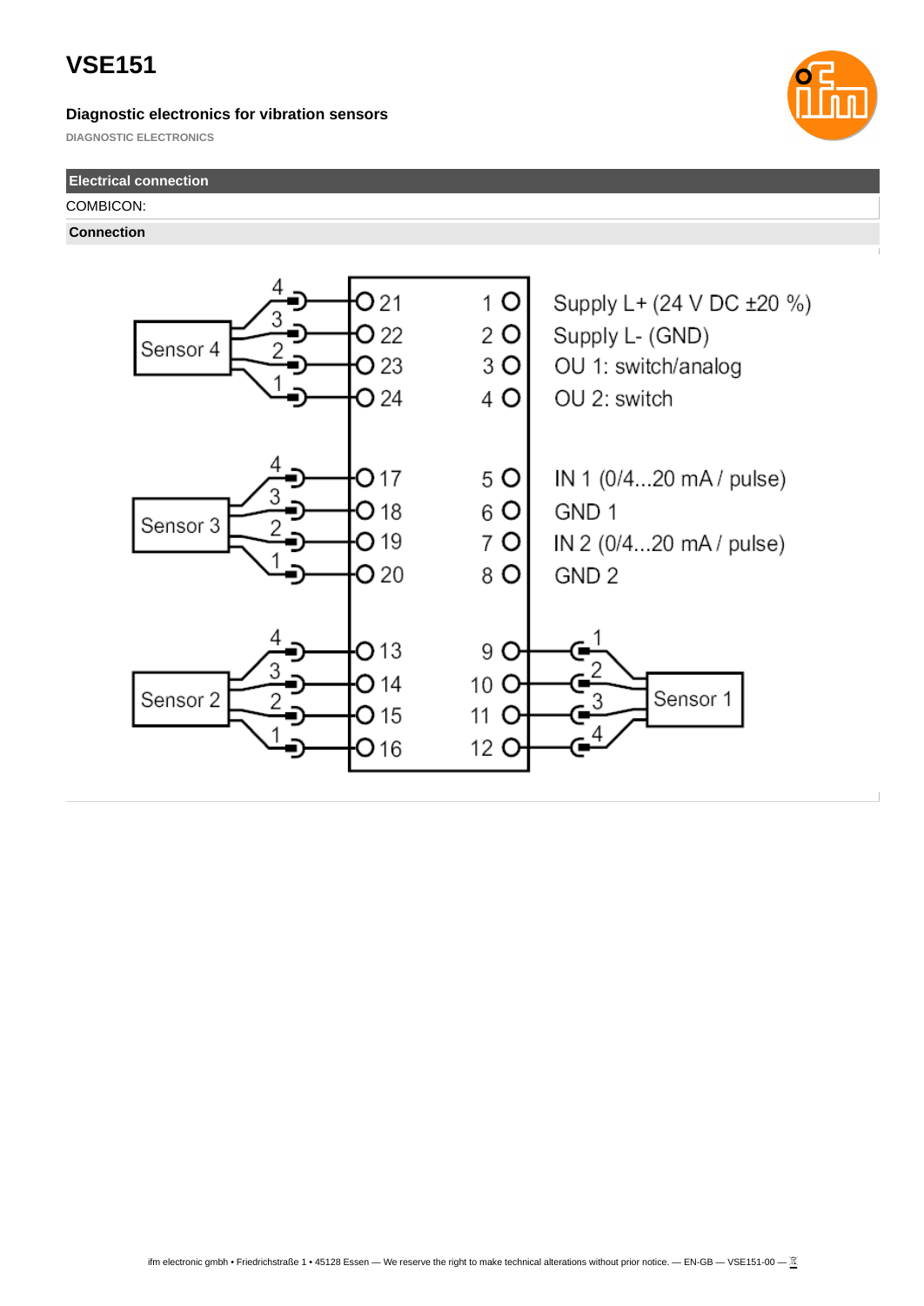# VSE151

**Diagnostic electronics for vibration sensors**

DIAGNOSTIC ELECTRONICS

| Electrical connection |
|---|
| COMBICON: |

**Connection**

Sensor 4
4 — 21
3 — 22
2 — 23
1 — 24

Sensor 3
4 — 17
3 — 18
2 — 19
1 — 20

Sensor 2
4 — 13
3 — 14
2 — 15
1 — 16

1 Supply L+ (24 V DC ±20 %)
2 Supply L- (GND)
3 OU 1: switch/analog
4 OU 2: switch
5 IN 1 (0/4...20 mA / pulse)
6 GND 1
7 IN 2 (0/4...20 mA / pulse)
8 GND 2

Sensor 1
9 — 1
10 — 2
11 — 3
12 — 4